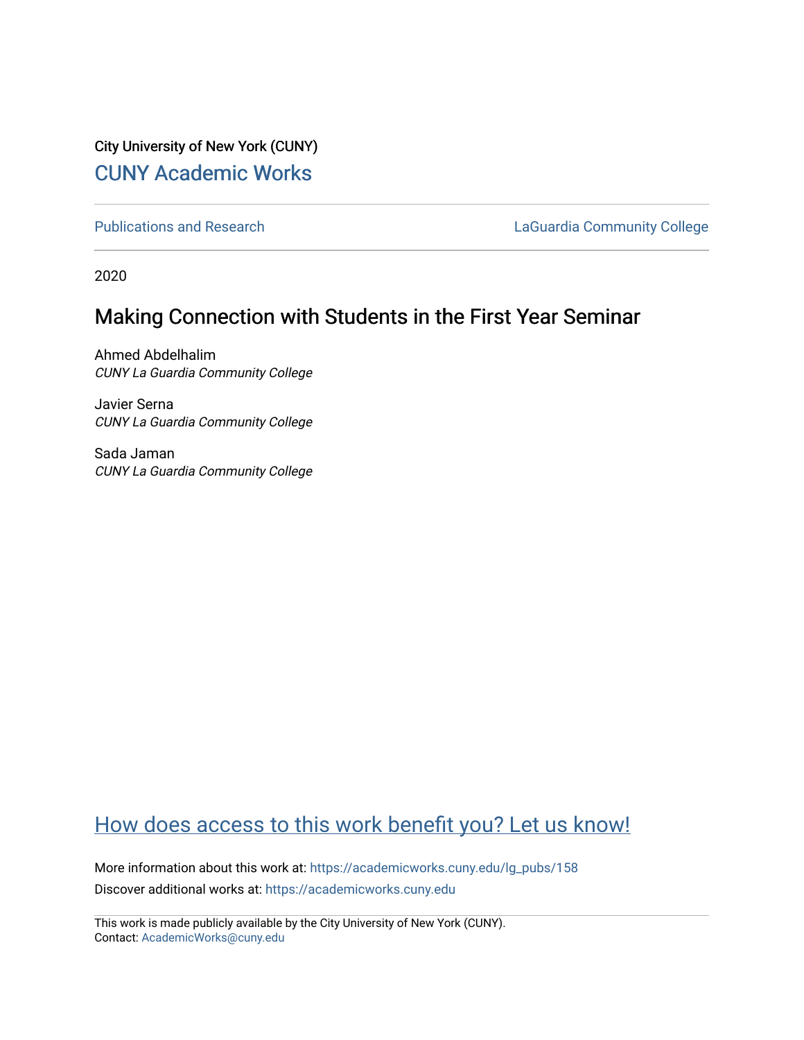City University of New York (CUNY)

# CUNY Academic Works

Publications and Research | LaGuardia Community College

2020

## Making Connection with Students in the First Year Seminar

Ahmed Abdelhalim
*CUNY La Guardia Community College*

Javier Serna
*CUNY La Guardia Community College*

Sada Jaman
*CUNY La Guardia Community College*

How does access to this work benefit you? Let us know!

More information about this work at: https://academicworks.cuny.edu/lg_pubs/158
Discover additional works at: https://academicworks.cuny.edu

This work is made publicly available by the City University of New York (CUNY).
Contact: AcademicWorks@cuny.edu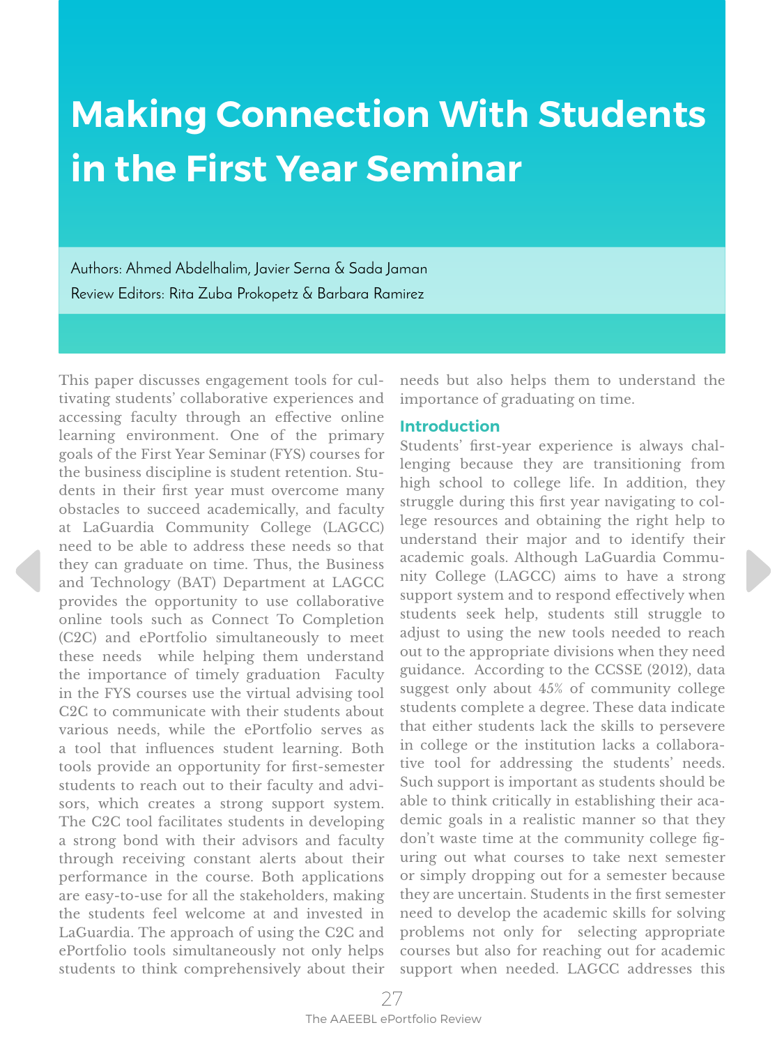# Making Connection With Students in the First Year Seminar

Authors: Ahmed Abdelhalim, Javier Serna & Sada Jaman

Review Editors: Rita Zuba Prokopetz & Barbara Ramirez

This paper discusses engagement tools for cultivating students' collaborative experiences and accessing faculty through an effective online learning environment. One of the primary goals of the First Year Seminar (FYS) courses for the business discipline is student retention. Students in their first year must overcome many obstacles to succeed academically, and faculty at LaGuardia Community College (LAGCC) need to be able to address these needs so that they can graduate on time. Thus, the Business and Technology (BAT) Department at LAGCC provides the opportunity to use collaborative online tools such as Connect To Completion (C2C) and ePortfolio simultaneously to meet these needs while helping them understand the importance of timely graduation Faculty in the FYS courses use the virtual advising tool C2C to communicate with their students about various needs, while the ePortfolio serves as a tool that influences student learning. Both tools provide an opportunity for first-semester students to reach out to their faculty and advisors, which creates a strong support system. The C2C tool facilitates students in developing a strong bond with their advisors and faculty through receiving constant alerts about their performance in the course. Both applications are easy-to-use for all the stakeholders, making the students feel welcome at and invested in LaGuardia. The approach of using the C2C and ePortfolio tools simultaneously not only helps students to think comprehensively about their needs but also helps them to understand the importance of graduating on time.

## Introduction

Students' first-year experience is always challenging because they are transitioning from high school to college life. In addition, they struggle during this first year navigating to college resources and obtaining the right help to understand their major and to identify their academic goals. Although LaGuardia Community College (LAGCC) aims to have a strong support system and to respond effectively when students seek help, students still struggle to adjust to using the new tools needed to reach out to the appropriate divisions when they need guidance. According to the CCSSE (2012), data suggest only about 45% of community college students complete a degree. These data indicate that either students lack the skills to persevere in college or the institution lacks a collaborative tool for addressing the students' needs. Such support is important as students should be able to think critically in establishing their academic goals in a realistic manner so that they don't waste time at the community college figuring out what courses to take next semester or simply dropping out for a semester because they are uncertain. Students in the first semester need to develop the academic skills for solving problems not only for selecting appropriate courses but also for reaching out for academic support when needed. LAGCC addresses this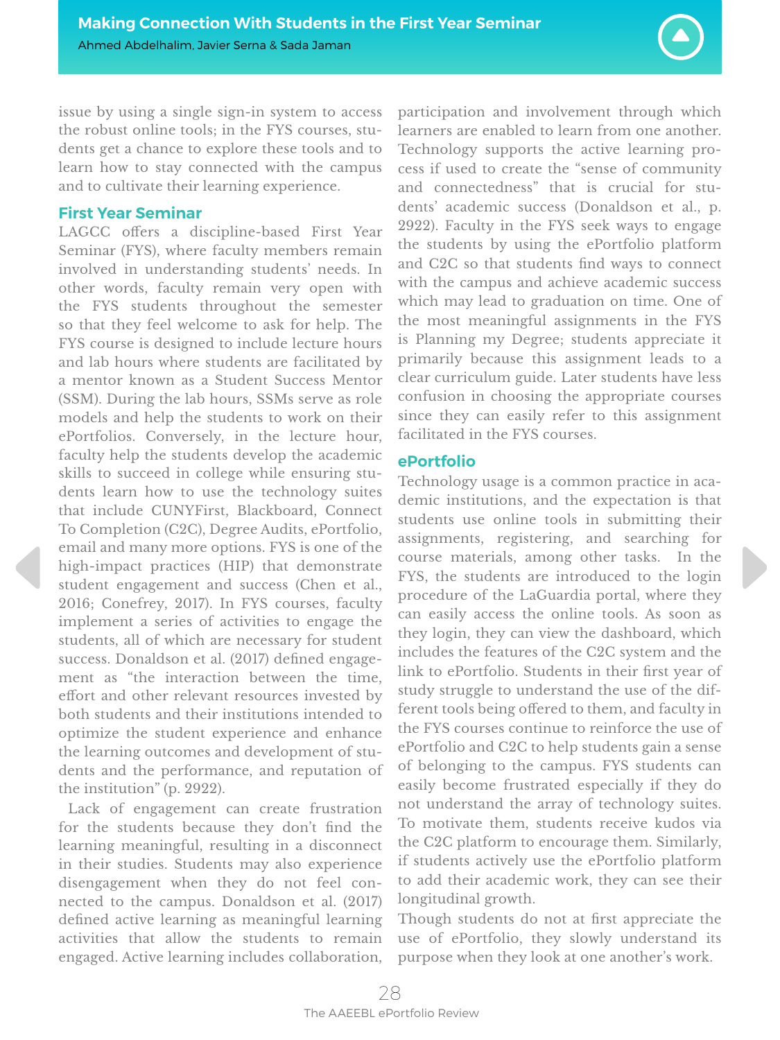issue by using a single sign-in system to access the robust online tools; in the FYS courses, students get a chance to explore these tools and to learn how to stay connected with the campus and to cultivate their learning experience.

## First Year Seminar

LAGCC offers a discipline-based First Year Seminar (FYS), where faculty members remain involved in understanding students' needs. In other words, faculty remain very open with the FYS students throughout the semester so that they feel welcome to ask for help. The FYS course is designed to include lecture hours and lab hours where students are facilitated by a mentor known as a Student Success Mentor (SSM). During the lab hours, SSMs serve as role models and help the students to work on their ePortfolios. Conversely, in the lecture hour, faculty help the students develop the academic skills to succeed in college while ensuring students learn how to use the technology suites that include CUNYFirst, Blackboard, Connect To Completion (C2C), Degree Audits, ePortfolio, email and many more options. FYS is one of the high-impact practices (HIP) that demonstrate student engagement and success (Chen et al., 2016; Conefrey, 2017). In FYS courses, faculty implement a series of activities to engage the students, all of which are necessary for student success. Donaldson et al. (2017) defined engagement as "the interaction between the time, effort and other relevant resources invested by both students and their institutions intended to optimize the student experience and enhance the learning outcomes and development of students and the performance, and reputation of the institution" (p. 2922).

Lack of engagement can create frustration for the students because they don't find the learning meaningful, resulting in a disconnect in their studies. Students may also experience disengagement when they do not feel connected to the campus. Donaldson et al. (2017) defined active learning as meaningful learning activities that allow the students to remain engaged. Active learning includes collaboration, participation and involvement through which learners are enabled to learn from one another. Technology supports the active learning process if used to create the "sense of community and connectedness" that is crucial for students' academic success (Donaldson et al., p. 2922). Faculty in the FYS seek ways to engage the students by using the ePortfolio platform and C2C so that students find ways to connect with the campus and achieve academic success which may lead to graduation on time. One of the most meaningful assignments in the FYS is Planning my Degree; students appreciate it primarily because this assignment leads to a clear curriculum guide. Later students have less confusion in choosing the appropriate courses since they can easily refer to this assignment facilitated in the FYS courses.

## ePortfolio

Technology usage is a common practice in academic institutions, and the expectation is that students use online tools in submitting their assignments, registering, and searching for course materials, among other tasks. In the FYS, the students are introduced to the login procedure of the LaGuardia portal, where they can easily access the online tools. As soon as they login, they can view the dashboard, which includes the features of the C2C system and the link to ePortfolio. Students in their first year of study struggle to understand the use of the different tools being offered to them, and faculty in the FYS courses continue to reinforce the use of ePortfolio and C2C to help students gain a sense of belonging to the campus. FYS students can easily become frustrated especially if they do not understand the array of technology suites. To motivate them, students receive kudos via the C2C platform to encourage them. Similarly, if students actively use the ePortfolio platform to add their academic work, they can see their longitudinal growth.

Though students do not at first appreciate the use of ePortfolio, they slowly understand its purpose when they look at one another's work.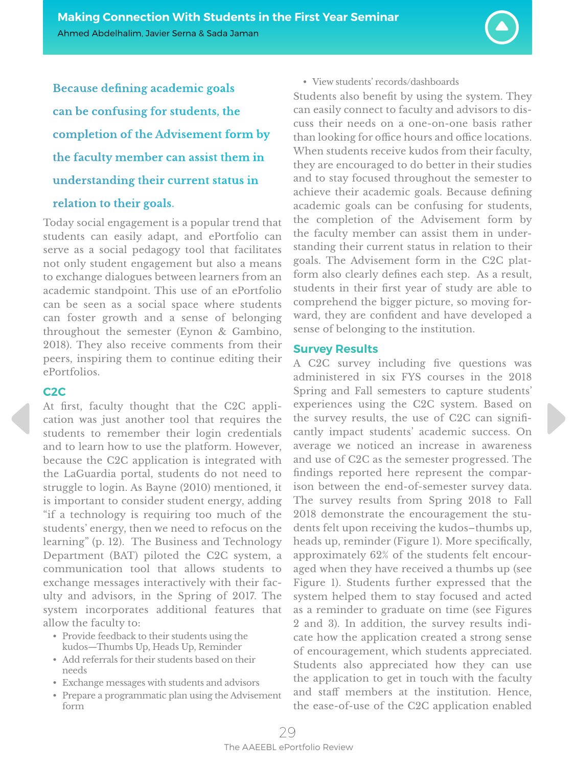> **Because defining academic goals can be confusing for students, the completion of the Advisement form by the faculty member can assist them in understanding their current status in relation to their goals.**

Today social engagement is a popular trend that students can easily adapt, and ePortfolio can serve as a social pedagogy tool that facilitates not only student engagement but also a means to exchange dialogues between learners from an academic standpoint. This use of an ePortfolio can be seen as a social space where students can foster growth and a sense of belonging throughout the semester (Eynon & Gambino, 2018). They also receive comments from their peers, inspiring them to continue editing their ePortfolios.

## C2C

At first, faculty thought that the C2C application was just another tool that requires the students to remember their login credentials and to learn how to use the platform. However, because the C2C application is integrated with the LaGuardia portal, students do not need to struggle to login. As Bayne (2010) mentioned, it is important to consider student energy, adding "if a technology is requiring too much of the students' energy, then we need to refocus on the learning" (p. 12). The Business and Technology Department (BAT) piloted the C2C system, a communication tool that allows students to exchange messages interactively with their faculty and advisors, in the Spring of 2017. The system incorporates additional features that allow the faculty to:

- Provide feedback to their students using the kudos—Thumbs Up, Heads Up, Reminder
- Add referrals for their students based on their needs
- Exchange messages with students and advisors
- Prepare a programmatic plan using the Advisement form
- View students' records/dashboards

Students also benefit by using the system. They can easily connect to faculty and advisors to discuss their needs on a one-on-one basis rather than looking for office hours and office locations. When students receive kudos from their faculty, they are encouraged to do better in their studies and to stay focused throughout the semester to achieve their academic goals. Because defining academic goals can be confusing for students, the completion of the Advisement form by the faculty member can assist them in understanding their current status in relation to their goals. The Advisement form in the C2C platform also clearly defines each step. As a result, students in their first year of study are able to comprehend the bigger picture, so moving forward, they are confident and have developed a sense of belonging to the institution.

## Survey Results

A C2C survey including five questions was administered in six FYS courses in the 2018 Spring and Fall semesters to capture students' experiences using the C2C system. Based on the survey results, the use of C2C can significantly impact students' academic success. On average we noticed an increase in awareness and use of C2C as the semester progressed. The findings reported here represent the comparison between the end-of-semester survey data. The survey results from Spring 2018 to Fall 2018 demonstrate the encouragement the students felt upon receiving the kudos–thumbs up, heads up, reminder (Figure 1). More specifically, approximately 62% of the students felt encouraged when they have received a thumbs up (see Figure 1). Students further expressed that the system helped them to stay focused and acted as a reminder to graduate on time (see Figures 2 and 3). In addition, the survey results indicate how the application created a strong sense of encouragement, which students appreciated. Students also appreciated how they can use the application to get in touch with the faculty and staff members at the institution. Hence, the ease-of-use of the C2C application enabled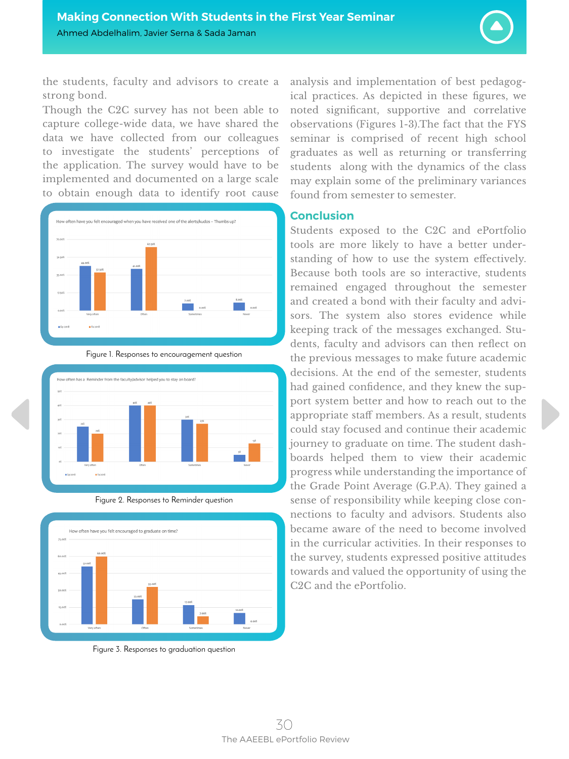the students, faculty and advisors to create a strong bond.

Though the C2C survey has not been able to capture college-wide data, we have shared the data we have collected from our colleagues to investigate the students' perceptions of the application. The survey would have to be implemented and documented on a large scale to obtain enough data to identify root cause analysis and implementation of best pedagogical practices. As depicted in these figures, we noted significant, supportive and correlative observations (Figures 1-3).The fact that the FYS seminar is comprised of recent high school graduates as well as returning or transferring students along with the dynamics of the class may explain some of the preliminary variances found from semester to semester.

How often have you felt encouraged when you have received one of the alerts/kudos – Thumbs up?

70.00%
52.50%
35.00%
17.50%
0.00%

44.00%
37.50%
40.00%
62.50%
7.00%
0.00%
8.00%
0.00%

Very often
Often
Sometimes
Never

Sp 2018
Fa 2018

Figure 1. Responses to encouragement question

How often has a Reminder from the faculty/advisor helped you to stay on board?

50%
40%
30%
20%
10%
0%

25%
20%
40%
40%
30%
27%
5%
13%

Very often
Often
Sometimes
Never

Sp 2018
Fa 2018

Figure 2. Responses to Reminder question

How often have you felt encouraged to graduate on time?

75.00%
60.00%
45.00%
30.00%
15.00%
0.00%

51.00%
60.00%
22.00%
33.00%
17.00%
7.00%
10.00%
0.00%

Very often
Often
Sometimes
Never

Figure 3. Responses to graduation question

## Conclusion

Students exposed to the C2C and ePortfolio tools are more likely to have a better understanding of how to use the system effectively. Because both tools are so interactive, students remained engaged throughout the semester and created a bond with their faculty and advisors. The system also stores evidence while keeping track of the messages exchanged. Students, faculty and advisors can then reflect on the previous messages to make future academic decisions. At the end of the semester, students had gained confidence, and they knew the support system better and how to reach out to the appropriate staff members. As a result, students could stay focused and continue their academic journey to graduate on time. The student dashboards helped them to view their academic progress while understanding the importance of the Grade Point Average (G.P.A). They gained a sense of responsibility while keeping close connections to faculty and advisors. Students also became aware of the need to become involved in the curricular activities. In their responses to the survey, students expressed positive attitudes towards and valued the opportunity of using the C2C and the ePortfolio.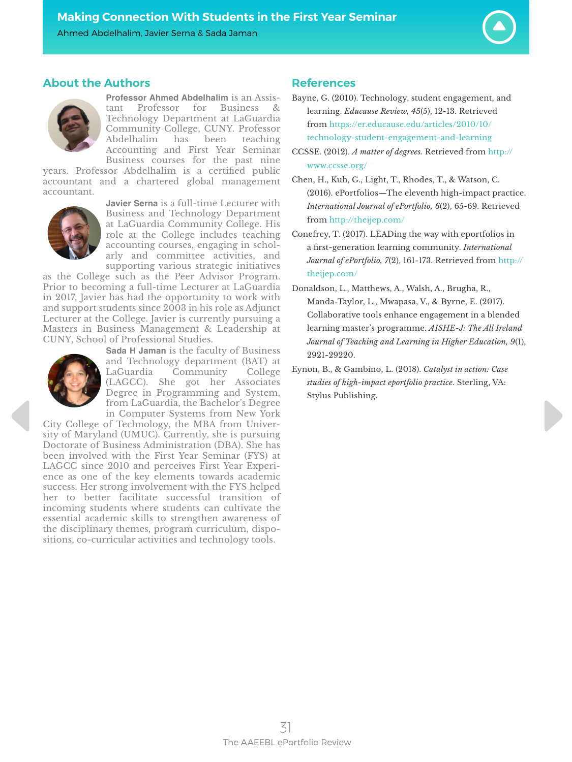## About the Authors

**Professor Ahmed Abdelhalim** is an Assistant Professor for Business & Technology Department at LaGuardia Community College, CUNY. Professor Abdelhalim has been teaching Accounting and First Year Seminar Business courses for the past nine years. Professor Abdelhalim is a certified public accountant and a chartered global management accountant.

**Javier Serna** is a full-time Lecturer with Business and Technology Department at LaGuardia Community College. His role at the College includes teaching accounting courses, engaging in scholarly and committee activities, and supporting various strategic initiatives as the College such as the Peer Advisor Program. Prior to becoming a full-time Lecturer at LaGuardia in 2017, Javier has had the opportunity to work with and support students since 2003 in his role as Adjunct Lecturer at the College. Javier is currently pursuing a Masters in Business Management & Leadership at CUNY, School of Professional Studies.

**Sada H Jaman** is the faculty of Business and Technology department (BAT) at LaGuardia Community College (LAGCC). She got her Associates Degree in Programming and System, from LaGuardia, the Bachelor's Degree in Computer Systems from New York City College of Technology, the MBA from University of Maryland (UMUC). Currently, she is pursuing Doctorate of Business Administration (DBA). She has been involved with the First Year Seminar (FYS) at LAGCC since 2010 and perceives First Year Experience as one of the key elements towards academic success. Her strong involvement with the FYS helped her to better facilitate successful transition of incoming students where students can cultivate the essential academic skills to strengthen awareness of the disciplinary themes, program curriculum, dispositions, co-curricular activities and technology tools.

## References

Bayne, G. (2010). Technology, student engagement, and learning. *Educause Review, 45*(5), 12-13. Retrieved from https://er.educause.edu/articles/2010/10/technology-student-engagement-and-learning

CCSSE. (2012). *A matter of degrees.* Retrieved from http://www.ccsse.org/

Chen, H., Kuh, G., Light, T., Rhodes, T., & Watson, C. (2016). ePortfolios—The eleventh high-impact practice. *International Journal of ePortfolio, 6*(2), 65-69. Retrieved from http://theijep.com/

Conefrey, T. (2017). LEADing the way with eportfolios in a first-generation learning community. *International Journal of ePortfolio, 7*(2), 161-173. Retrieved from http://theijep.com/

Donaldson, L., Matthews, A., Walsh, A., Brugha, R., Manda-Taylor, L., Mwapasa, V., & Byrne, E. (2017). Collaborative tools enhance engagement in a blended learning master's programme. *AISHE-J: The All Ireland Journal of Teaching and Learning in Higher Education, 9*(1), 2921-29220.

Eynon, B., & Gambino, L. (2018). *Catalyst in action: Case studies of high-impact eportfolio practice*. Sterling, VA: Stylus Publishing.